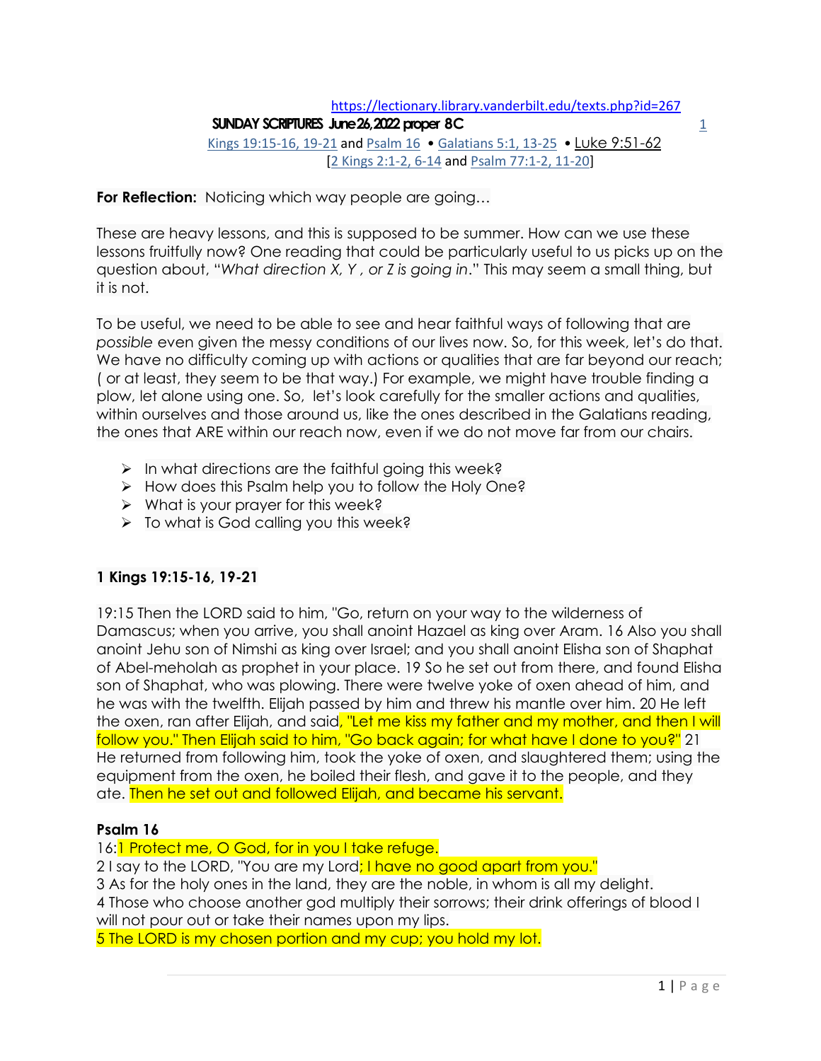https://lectionary.library.vanderbilt.edu/texts.php?id=267

**SUNDAY SCRIPTURES June 26, 2022 proper 8C** 1

Kings 19:15-16, 19-21 and Psalm 16 • Galatians 5:1, 13-25 • Luke 9:51-62
[2 Kings 2:1-2, 6-14 and Psalm 77:1-2, 11-20]

**For Reflection:** Noticing which way people are going…

These are heavy lessons, and this is supposed to be summer. How can we use these lessons fruitfully now? One reading that could be particularly useful to us picks up on the question about, "*What direction X, Y , or Z is going in*." This may seem a small thing, but it is not.

To be useful, we need to be able to see and hear faithful ways of following that are *possible* even given the messy conditions of our lives now. So, for this week, let's do that. We have no difficulty coming up with actions or qualities that are far beyond our reach; ( or at least, they seem to be that way.) For example, we might have trouble finding a plow, let alone using one. So, let's look carefully for the smaller actions and qualities, within ourselves and those around us, like the ones described in the Galatians reading, the ones that ARE within our reach now, even if we do not move far from our chairs.

- In what directions are the faithful going this week?
- How does this Psalm help you to follow the Holy One?
- What is your prayer for this week?
- To what is God calling you this week?

**1 Kings 19:15-16, 19-21**

19:15 Then the LORD said to him, "Go, return on your way to the wilderness of Damascus; when you arrive, you shall anoint Hazael as king over Aram. 16 Also you shall anoint Jehu son of Nimshi as king over Israel; and you shall anoint Elisha son of Shaphat of Abel-meholah as prophet in your place. 19 So he set out from there, and found Elisha son of Shaphat, who was plowing. There were twelve yoke of oxen ahead of him, and he was with the twelfth. Elijah passed by him and threw his mantle over him. 20 He left the oxen, ran after Elijah, and said, "Let me kiss my father and my mother, and then I will follow you." Then Elijah said to him, "Go back again; for what have I done to you?" 21 He returned from following him, took the yoke of oxen, and slaughtered them; using the equipment from the oxen, he boiled their flesh, and gave it to the people, and they ate. Then he set out and followed Elijah, and became his servant.

**Psalm 16**

16:1 Protect me, O God, for in you I take refuge.
2 I say to the LORD, "You are my Lord; I have no good apart from you."
3 As for the holy ones in the land, they are the noble, in whom is all my delight.
4 Those who choose another god multiply their sorrows; their drink offerings of blood I will not pour out or take their names upon my lips.
5 The LORD is my chosen portion and my cup; you hold my lot.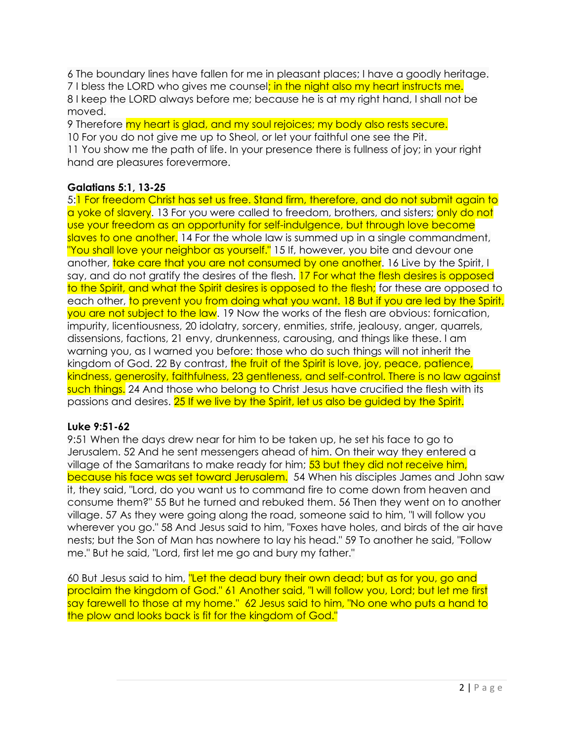6 The boundary lines have fallen for me in pleasant places; I have a goodly heritage.
7 I bless the LORD who gives me counsel; in the night also my heart instructs me.
8 I keep the LORD always before me; because he is at my right hand, I shall not be moved.
9 Therefore my heart is glad, and my soul rejoices; my body also rests secure.
10 For you do not give me up to Sheol, or let your faithful one see the Pit.
11 You show me the path of life. In your presence there is fullness of joy; in your right hand are pleasures forevermore.

**Galatians 5:1, 13-25**

5:1 For freedom Christ has set us free. Stand firm, therefore, and do not submit again to a yoke of slavery. 13 For you were called to freedom, brothers, and sisters; only do not use your freedom as an opportunity for self-indulgence, but through love become slaves to one another. 14 For the whole law is summed up in a single commandment, "You shall love your neighbor as yourself." 15 If, however, you bite and devour one another, take care that you are not consumed by one another. 16 Live by the Spirit, I say, and do not gratify the desires of the flesh. 17 For what the flesh desires is opposed to the Spirit, and what the Spirit desires is opposed to the flesh; for these are opposed to each other, to prevent you from doing what you want. 18 But if you are led by the Spirit, you are not subject to the law. 19 Now the works of the flesh are obvious: fornication, impurity, licentiousness, 20 idolatry, sorcery, enmities, strife, jealousy, anger, quarrels, dissensions, factions, 21 envy, drunkenness, carousing, and things like these. I am warning you, as I warned you before: those who do such things will not inherit the kingdom of God. 22 By contrast, the fruit of the Spirit is love, joy, peace, patience, kindness, generosity, faithfulness, 23 gentleness, and self-control. There is no law against such things. 24 And those who belong to Christ Jesus have crucified the flesh with its passions and desires. 25 If we live by the Spirit, let us also be guided by the Spirit.

**Luke 9:51-62**

9:51 When the days drew near for him to be taken up, he set his face to go to Jerusalem. 52 And he sent messengers ahead of him. On their way they entered a village of the Samaritans to make ready for him; 53 but they did not receive him, because his face was set toward Jerusalem. 54 When his disciples James and John saw it, they said, "Lord, do you want us to command fire to come down from heaven and consume them?" 55 But he turned and rebuked them. 56 Then they went on to another village. 57 As they were going along the road, someone said to him, "I will follow you wherever you go." 58 And Jesus said to him, "Foxes have holes, and birds of the air have nests; but the Son of Man has nowhere to lay his head." 59 To another he said, "Follow me." But he said, "Lord, first let me go and bury my father."

60 But Jesus said to him, "Let the dead bury their own dead; but as for you, go and proclaim the kingdom of God." 61 Another said, "I will follow you, Lord; but let me first say farewell to those at my home." 62 Jesus said to him, "No one who puts a hand to the plow and looks back is fit for the kingdom of God."